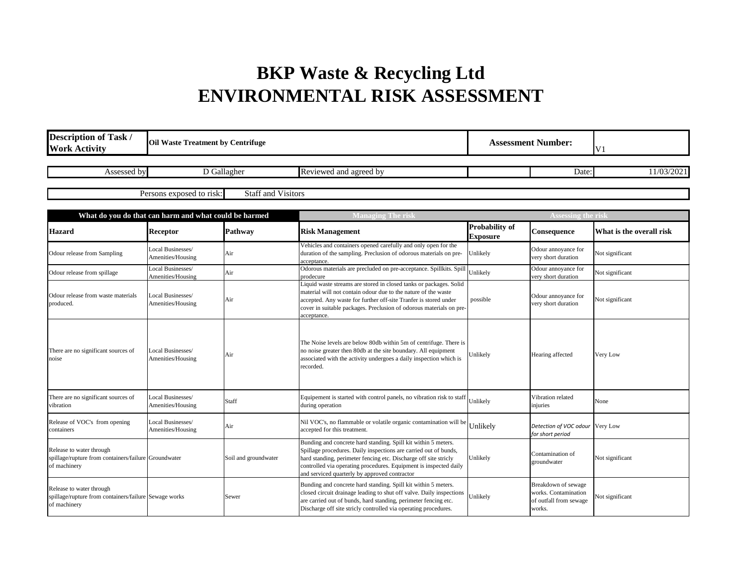# BKP Waste & Recycling Ltd
# ENVIRONMENTAL RISK ASSESSMENT

| Description of Task / Work Activity | Oil Waste Treatment by Centrifuge | Assessment Number: | V1 |
|---|---|---|---|

| Assessed by | D Gallagher | Reviewed and agreed by | | Date: | 11/03/2021 |
|---|---|---|---|---|---|

| Persons exposed to risk: | Staff and Visitors |
|---|---|

| What do you do that can harm and what could be harmed | | | Managing The risk | Assessing the risk | | |
|---|---|---|---|---|---|---|
| **Hazard** | **Receptor** | **Pathway** | **Risk Management** | **Probability of Exposure** | **Consequence** | **What is the overall risk** |
| Odour release from Sampling | Local Businesses/ Amenities/Housing | Air | Vehicles and containers opened carefully and only open for the duration of the sampling. Preclusion of odorous materials on pre-acceptance. | Unlikely | Odour annoyance for very short duration | Not significant |
| Odour release from spillage | Local Businesses/ Amenities/Housing | Air | Odorous materials are precluded on pre-acceptance. Spillkits. Spill prodecure | Unlikely | Odour annoyance for very short duration | Not significant |
| Odour release from waste materials produced. | Local Businesses/ Amenities/Housing | Air | Liquid waste streams are stored in closed tanks or packages. Solid material will not contain odour due to the nature of the waste accepted. Any waste for further off-site Tranfer is stored under cover in suitable packages. Preclusion of odorous materials on pre-acceptance. | possible | Odour annoyance for very short duration | Not significant |
| There are no significant sources of noise | Local Businesses/ Amenities/Housing | Air | The Noise levels are below 80db within 5m of centrifuge. There is no noise greater then 80db at the site boundary. All equipment associated with the activity undergoes a daily inspection which is recorded. | Unlikely | Hearing affected | Very Low |
| There are no significant sources of vibration | Local Businesses/ Amenities/Housing | Staff | Equipement is started with control panels, no vibration risk to staff during operation | Unlikely | Vibration related injuries | None |
| Release of VOC's from opening containers | Local Businesses/ Amenities/Housing | Air | Nil VOC's, no flammable or volatile organic contamination will be accepted for this treatment. | Unlikely | *Detection of VOC odour for short period* | Very Low |
| Release to water through spillage/rupture from containers/failure of machinery | Groundwater | Soil and groundwater | Bunding and concrete hard standing. Spill kit within 5 meters. Spillage procedures. Daily inspections are carried out of bunds, hard standing, perimeter fencing etc. Discharge off site stricly controlled via operating procedures. Equipment is inspected daily and serviced quarterly by approved contractor | Unlikely | Contamination of groundwater | Not significant |
| Release to water through spillage/rupture from containers/failure of machinery | Sewage works | Sewer | Bunding and concrete hard standing. Spill kit within 5 meters. closed circuit drainage leading to shut off valve. Daily inspections are carried out of bunds, hard standing, perimeter fencing etc. Discharge off site stricly controlled via operating procedures. | Unlikely | Breakdown of sewage works. Contamination of outfall from sewage works. | Not significant |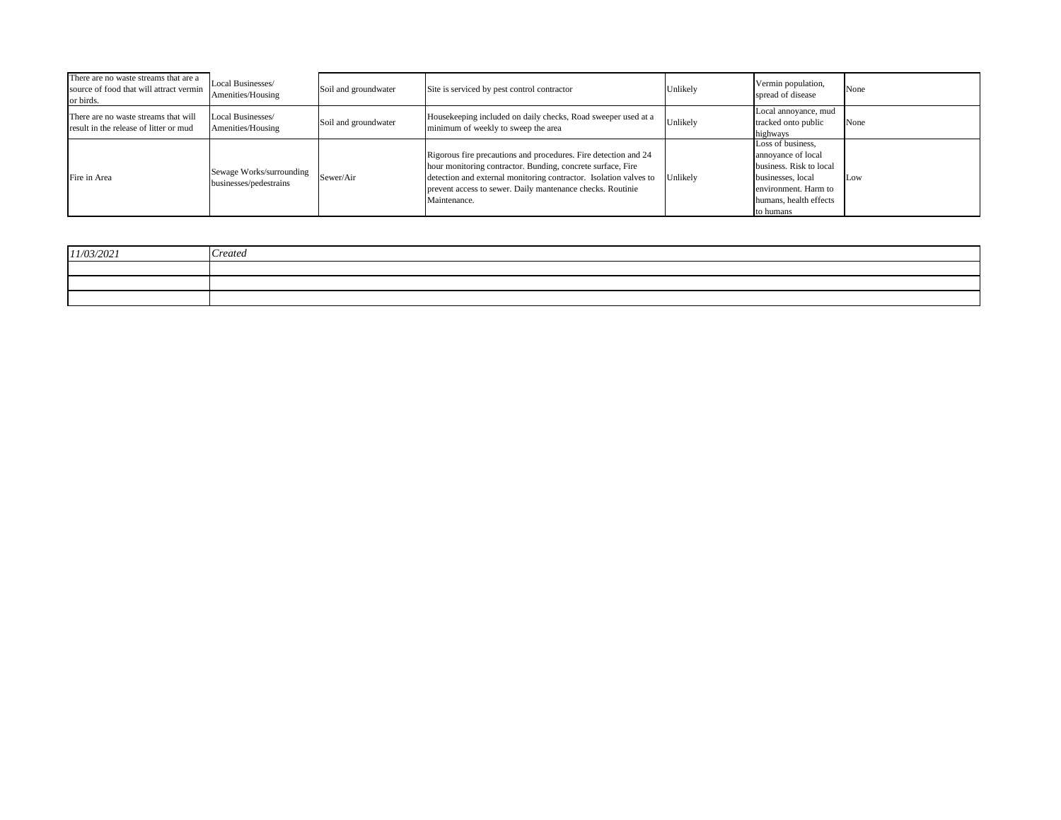| | | | | | | |
|---|---|---|---|---|---|---|
| There are no waste streams that are a source of food that will attract vermin or birds. | Local Businesses/ Amenities/Housing | Soil and groundwater | Site is serviced by pest control contractor | Unlikely | Vermin population, spread of disease | None |
| There are no waste streams that will result in the release of litter or mud | Local Businesses/ Amenities/Housing | Soil and groundwater | Housekeeping included on daily checks, Road sweeper used at a minimum of weekly to sweep the area | Unlikely | Local annoyance, mud tracked onto public highways | None |
| Fire in Area | Sewage Works/surrounding businesses/pedestrains | Sewer/Air | Rigorous fire precautions and procedures. Fire detection and 24 hour monitoring contractor. Bunding, concrete surface, Fire detection and external monitoring contractor. Isolation valves to prevent access to sewer. Daily mantenance checks. Routinie Maintenance. | Unlikely | Loss of business, annoyance of local business. Risk to local businesses, local environment. Harm to humans, health effects to humans | Low |

| | |
|---|---|
| *11/03/2021* | *Created* |
| | |
| | |
| | |